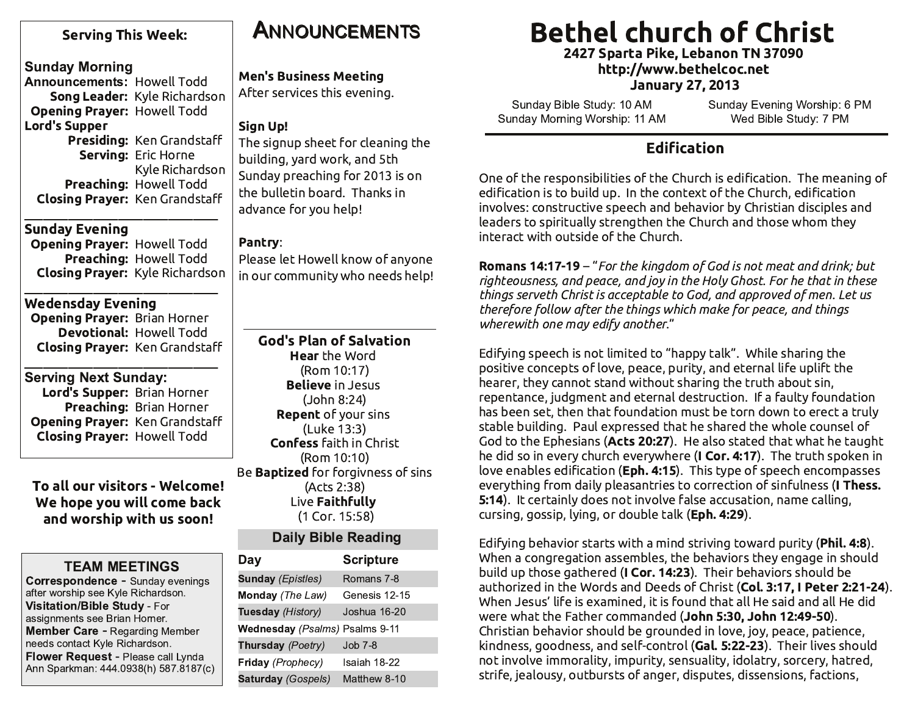# Bethel church of Christ

**2427 Sparta Pike, Lebanon TN 37090**
**http://www.bethelcoc.net**
**January 27, 2013**

Sunday Bible Study: 10 AM
Sunday Morning Worship: 11 AM
Sunday Evening Worship: 6 PM
Wed Bible Study: 7 PM

## Edification

One of the responsibilities of the Church is edification. The meaning of edification is to build up. In the context of the Church, edification involves: constructive speech and behavior by Christian disciples and leaders to spiritually strengthen the Church and those whom they interact with outside of the Church.

**Romans 14:17-19** – "*For the kingdom of God is not meat and drink; but righteousness, and peace, and joy in the Holy Ghost. For he that in these things serveth Christ is acceptable to God, and approved of men. Let us therefore follow after the things which make for peace, and things wherewith one may edify another.*"

Edifying speech is not limited to "happy talk". While sharing the positive concepts of love, peace, purity, and eternal life uplift the hearer, they cannot stand without sharing the truth about sin, repentance, judgment and eternal destruction. If a faulty foundation has been set, then that foundation must be torn down to erect a truly stable building. Paul expressed that he shared the whole counsel of God to the Ephesians (**Acts 20:27**). He also stated that what he taught he did so in every church everywhere (**I Cor. 4:17**). The truth spoken in love enables edification (**Eph. 4:15**). This type of speech encompasses everything from daily pleasantries to correction of sinfulness (**I Thess. 5:14**). It certainly does not involve false accusation, name calling, cursing, gossip, lying, or double talk (**Eph. 4:29**).

Edifying behavior starts with a mind striving toward purity (**Phil. 4:8**). When a congregation assembles, the behaviors they engage in should build up those gathered (**I Cor. 14:23**). Their behaviors should be authorized in the Words and Deeds of Christ (**Col. 3:17, I Peter 2:21-24**). When Jesus' life is examined, it is found that all He said and all He did were what the Father commanded (**John 5:30, John 12:49-50**). Christian behavior should be grounded in love, joy, peace, patience, kindness, goodness, and self-control (**Gal. 5:22-23**). Their lives should not involve immorality, impurity, sensuality, idolatry, sorcery, hatred, strife, jealousy, outbursts of anger, disputes, dissensions, factions,

---

### Serving This Week:

**Sunday Morning**
**Announcements:** Howell Todd
**Song Leader:** Kyle Richardson
**Opening Prayer:** Howell Todd
**Lord's Supper**
**Presiding:** Ken Grandstaff
**Serving:** Eric Horne, Kyle Richardson
**Preaching:** Howell Todd
**Closing Prayer:** Ken Grandstaff

**Sunday Evening**
**Opening Prayer:** Howell Todd
**Preaching:** Howell Todd
**Closing Prayer:** Kyle Richardson

**Wedensday Evening**
**Opening Prayer:** Brian Horner
**Devotional:** Howell Todd
**Closing Prayer:** Ken Grandstaff

**Serving Next Sunday:**
**Lord's Supper:** Brian Horner
**Preaching:** Brian Horner
**Opening Prayer:** Ken Grandstaff
**Closing Prayer:** Howell Todd

**To all our visitors - Welcome! We hope you will come back and worship with us soon!**

### TEAM MEETINGS

**Correspondence** - Sunday evenings after worship see Kyle Richardson.
**Visitation/Bible Study** - For assignments see Brian Horner.
**Member Care** - Regarding Member needs contact Kyle Richardson.
**Flower Request** - Please call Lynda Ann Sparkman: 444.0938(h) 587.8187(c)

## Announcements

**Men's Business Meeting**
After services this evening.

**Sign Up!**
The signup sheet for cleaning the building, yard work, and 5th Sunday preaching for 2013 is on the bulletin board. Thanks in advance for you help!

**Pantry**:
Please let Howell know of anyone in our community who needs help!

### God's Plan of Salvation

**Hear** the Word (Rom 10:17)
**Believe** in Jesus (John 8:24)
**Repent** of your sins (Luke 13:3)
**Confess** faith in Christ (Rom 10:10)
Be **Baptized** for forgivness of sins (Acts 2:38)
Live **Faithfully** (1 Cor. 15:58)

### Daily Bible Reading

| Day | Scripture |
|---|---|
| **Sunday** *(Epistles)* | Romans 7-8 |
| **Monday** *(The Law)* | Genesis 12-15 |
| **Tuesday** *(History)* | Joshua 16-20 |
| **Wednesday** *(Psalms)* | Psalms 9-11 |
| **Thursday** *(Poetry)* | Job 7-8 |
| **Friday** *(Prophecy)* | Isaiah 18-22 |
| **Saturday** *(Gospels)* | Matthew 8-10 |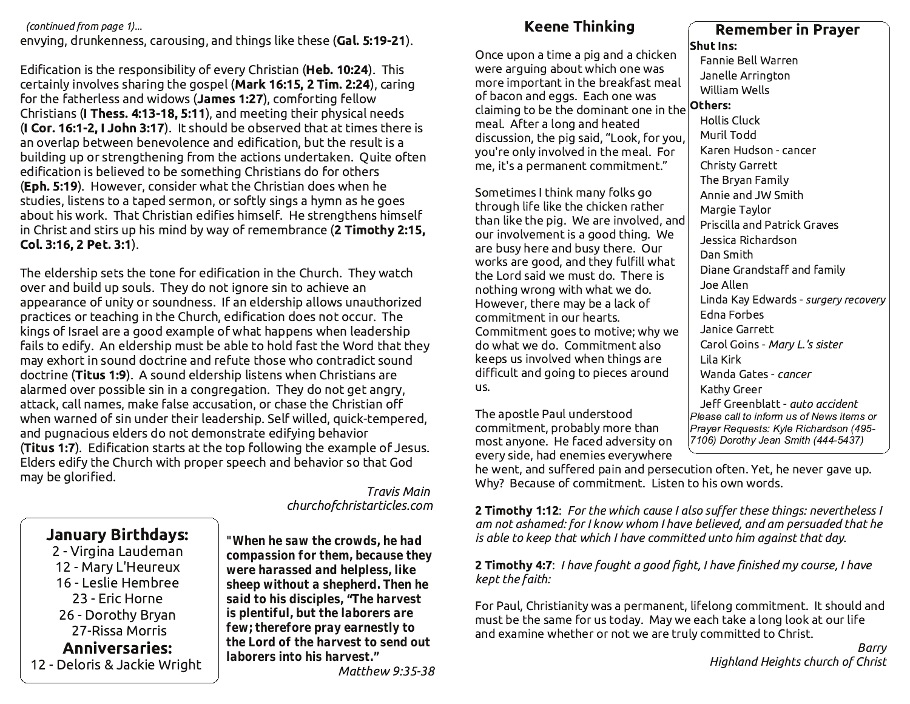*(continued from page 1)...*
envying, drunkenness, carousing, and things like these (**Gal. 5:19-21**).

Edification is the responsibility of every Christian (**Heb. 10:24**). This certainly involves sharing the gospel (**Mark 16:15, 2 Tim. 2:24**), caring for the fatherless and widows (**James 1:27**), comforting fellow Christians (**I Thess. 4:13-18, 5:11**), and meeting their physical needs (**I Cor. 16:1-2, I John 3:17**). It should be observed that at times there is an overlap between benevolence and edification, but the result is a building up or strengthening from the actions undertaken. Quite often edification is believed to be something Christians do for others (**Eph. 5:19**). However, consider what the Christian does when he studies, listens to a taped sermon, or softly sings a hymn as he goes about his work. That Christian edifies himself. He strengthens himself in Christ and stirs up his mind by way of remembrance (**2 Timothy 2:15, Col. 3:16, 2 Pet. 3:1**).

The eldership sets the tone for edification in the Church. They watch over and build up souls. They do not ignore sin to achieve an appearance of unity or soundness. If an eldership allows unauthorized practices or teaching in the Church, edification does not occur. The kings of Israel are a good example of what happens when leadership fails to edify. An eldership must be able to hold fast the Word that they may exhort in sound doctrine and refute those who contradict sound doctrine (**Titus 1:9**). A sound eldership listens when Christians are alarmed over possible sin in a congregation. They do not get angry, attack, call names, make false accusation, or chase the Christian off when warned of sin under their leadership. Self willed, quick-tempered, and pugnacious elders do not demonstrate edifying behavior (**Titus 1:7**). Edification starts at the top following the example of Jesus. Elders edify the Church with proper speech and behavior so that God may be glorified.

*Travis Main*
*churchofchristarticles.com*

## January Birthdays:

2 - Virgina Laudeman
12 - Mary L'Heureux
16 - Leslie Hembree
23 - Eric Horne
26 - Dorothy Bryan
27-Rissa Morris

## Anniversaries:

12 - Deloris & Jackie Wright

**"When he saw the crowds, he had compassion for them, because they were harassed and helpless, like sheep without a shepherd. Then he said to his disciples, "The harvest is plentiful, but the laborers are few; therefore pray earnestly to the Lord of the harvest to send out laborers into his harvest."**
*Matthew 9:35-38*

## Keene Thinking

Once upon a time a pig and a chicken were arguing about which one was more important in the breakfast meal of bacon and eggs. Each one was claiming to be the dominant one in the meal. After a long and heated discussion, the pig said, "Look, for you, you're only involved in the meal. For me, it's a permanent commitment."

Sometimes I think many folks go through life like the chicken rather than like the pig. We are involved, and our involvement is a good thing. We are busy here and busy there. Our works are good, and they fulfill what the Lord said we must do. There is nothing wrong with what we do. However, there may be a lack of commitment in our hearts. Commitment goes to motive; why we do what we do. Commitment also keeps us involved when things are difficult and going to pieces around us.

The apostle Paul understood commitment, probably more than most anyone. He faced adversity on every side, had enemies everywhere he went, and suffered pain and persecution often. Yet, he never gave up. Why? Because of commitment. Listen to his own words.

**2 Timothy 1:12**: *For the which cause I also suffer these things: nevertheless I am not ashamed: for I know whom I have believed, and am persuaded that he is able to keep that which I have committed unto him against that day.*

**2 Timothy 4:7**: *I have fought a good fight, I have finished my course, I have kept the faith:*

For Paul, Christianity was a permanent, lifelong commitment. It should and must be the same for us today. May we each take a long look at our life and examine whether or not we are truly committed to Christ.

*Barry*
*Highland Heights church of Christ*

## Remember in Prayer

**Shut Ins:**
- Fannie Bell Warren
- Janelle Arrington
- William Wells

**Others:**
- Hollis Cluck
- Muril Todd
- Karen Hudson - cancer
- Christy Garrett
- The Bryan Family
- Annie and JW Smith
- Margie Taylor
- Priscilla and Patrick Graves
- Jessica Richardson
- Dan Smith
- Diane Grandstaff and family
- Joe Allen
- Linda Kay Edwards - *surgery recovery*
- Edna Forbes
- Janice Garrett
- Carol Goins - *Mary L.'s sister*
- Lila Kirk
- Wanda Gates - *cancer*
- Kathy Greer
- Jeff Greenblatt - *auto accident*

*Please call to inform us of News items or Prayer Requests: Kyle Richardson (495-7106) Dorothy Jean Smith (444-5437)*